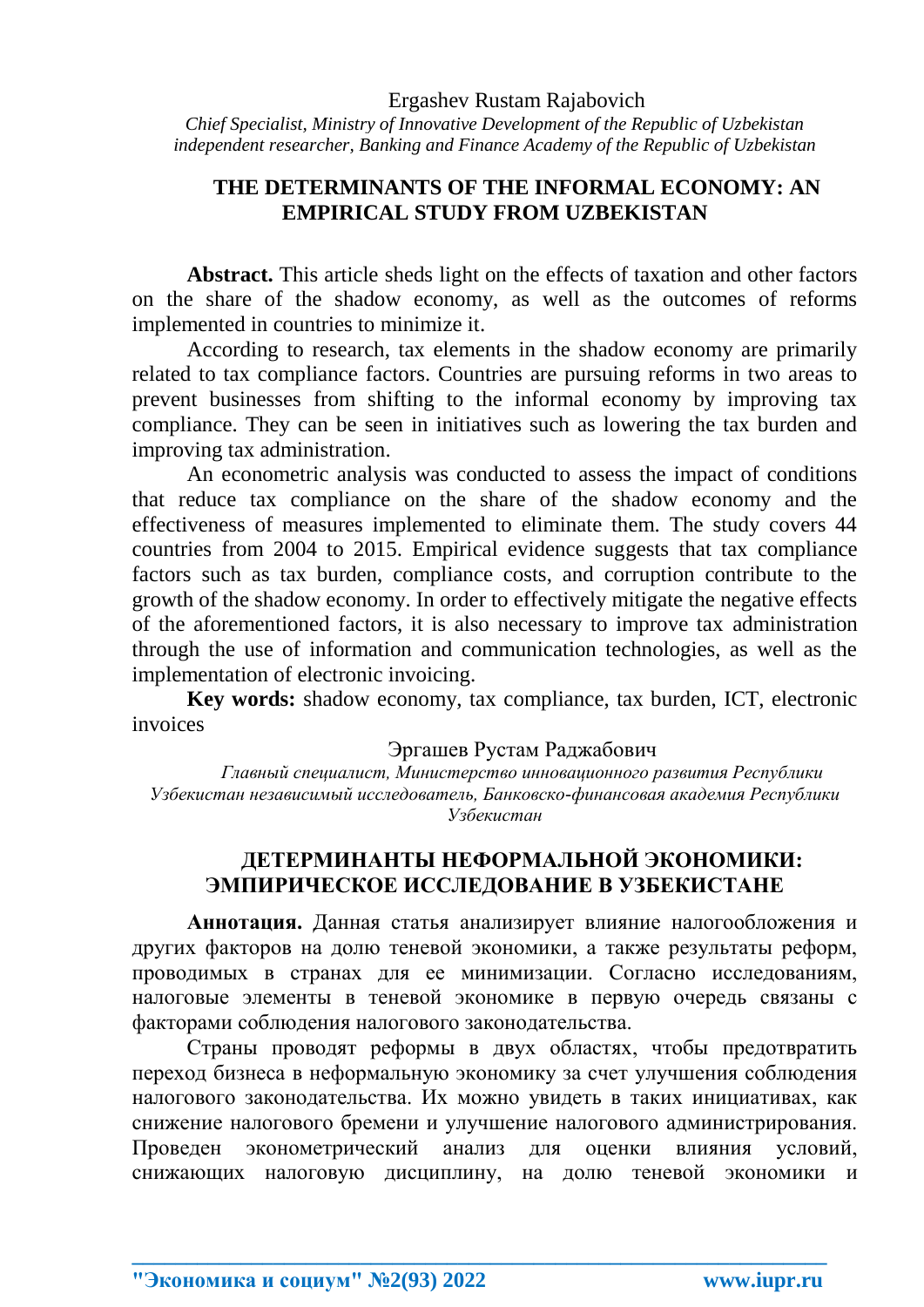Ergashev Rustam Rajabovich

*Chief Specialist, Ministry of Innovative Development of the Republic of Uzbekistan independent researcher, Banking and Finance Academy of the Republic of Uzbekistan*

# THE DETERMINANTS OF THE INFORMAL ECONOMY: AN EMPIRICAL STUDY FROM UZBEKISTAN

**Abstract.** This article sheds light on the effects of taxation and other factors on the share of the shadow economy, as well as the outcomes of reforms implemented in countries to minimize it.

According to research, tax elements in the shadow economy are primarily related to tax compliance factors. Countries are pursuing reforms in two areas to prevent businesses from shifting to the informal economy by improving tax compliance. They can be seen in initiatives such as lowering the tax burden and improving tax administration.

An econometric analysis was conducted to assess the impact of conditions that reduce tax compliance on the share of the shadow economy and the effectiveness of measures implemented to eliminate them. The study covers 44 countries from 2004 to 2015. Empirical evidence suggests that tax compliance factors such as tax burden, compliance costs, and corruption contribute to the growth of the shadow economy. In order to effectively mitigate the negative effects of the aforementioned factors, it is also necessary to improve tax administration through the use of information and communication technologies, as well as the implementation of electronic invoicing.

**Key words:** shadow economy, tax compliance, tax burden, ICT, electronic invoices

Эргашев Рустам Раджабович

*Главный специалист, Министерство инновационного развития Республики Узбекистан независимый исследователь, Банковско-финансовая академия Республики Узбекистан*

# ДЕТЕРМИНАНТЫ НЕФОРМАЛЬНОЙ ЭКОНОМИКИ: ЭМПИРИЧЕСКОЕ ИССЛЕДОВАНИЕ В УЗБЕКИСТАНЕ

**Аннотация.** Данная статья анализирует влияние налогообложения и других факторов на долю теневой экономики, а также результаты реформ, проводимых в странах для ее минимизации. Согласно исследованиям, налоговые элементы в теневой экономике в первую очередь связаны с факторами соблюдения налогового законодательства.

Страны проводят реформы в двух областях, чтобы предотвратить переход бизнеса в неформальную экономику за счет улучшения соблюдения налогового законодательства. Их можно увидеть в таких инициативах, как снижение налогового бремени и улучшение налогового администрирования. Проведен эконометрический анализ для оценки влияния условий, снижающих налоговую дисциплину, на долю теневой экономики и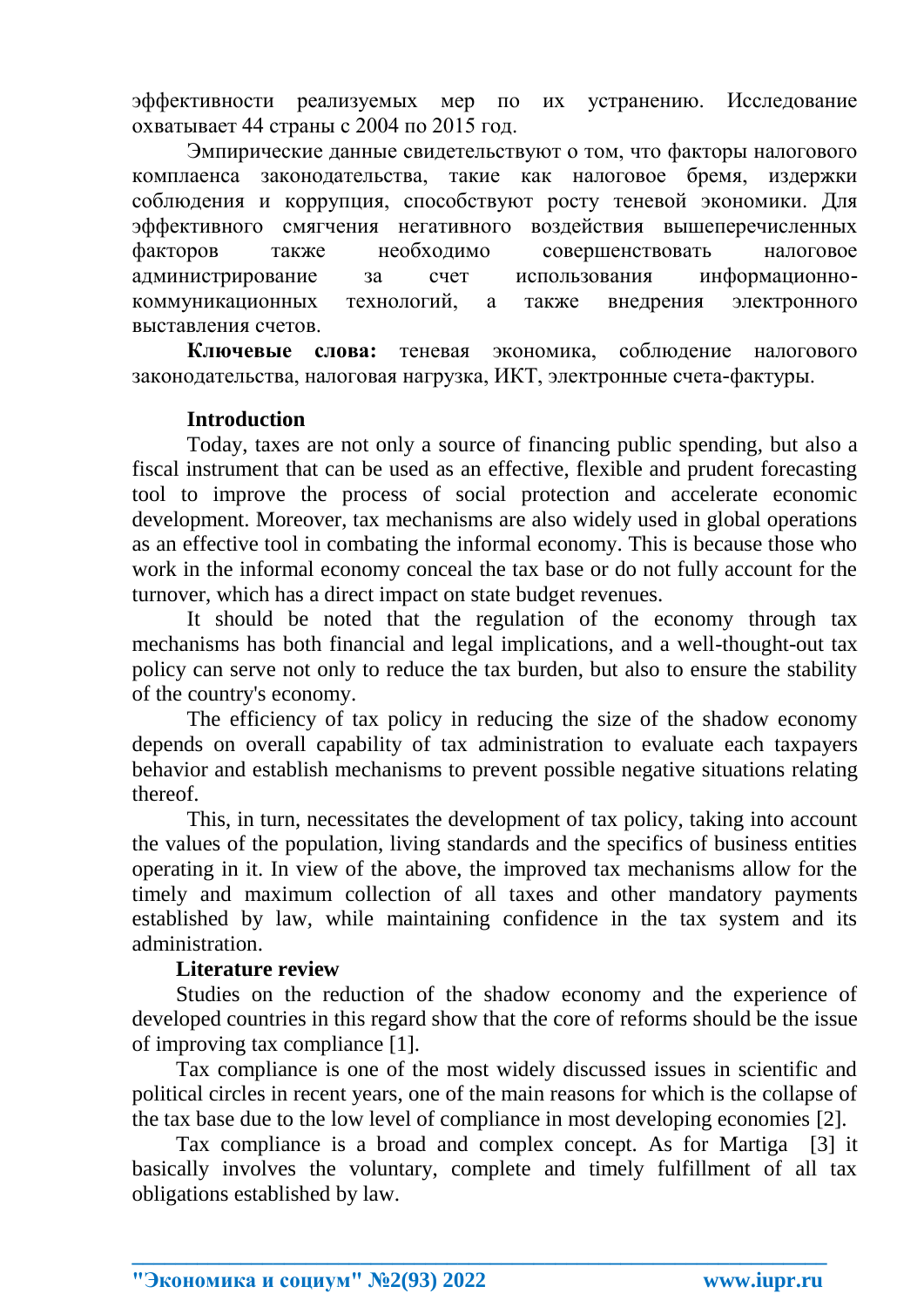эффективности реализуемых мер по их устранению. Исследование охватывает 44 страны с 2004 по 2015 год.

Эмпирические данные свидетельствуют о том, что факторы налогового комплаенса законодательства, такие как налоговое бремя, издержки соблюдения и коррупция, способствуют росту теневой экономики. Для эффективного смягчения негативного воздействия вышеперечисленных факторов также необходимо совершенствовать налоговое администрирование за счет использования информационно-коммуникационных технологий, а также внедрения электронного выставления счетов.

**Ключевые слова:** теневая экономика, соблюдение налогового законодательства, налоговая нагрузка, ИКТ, электронные счета-фактуры.

## Introduction

Today, taxes are not only a source of financing public spending, but also a fiscal instrument that can be used as an effective, flexible and prudent forecasting tool to improve the process of social protection and accelerate economic development. Moreover, tax mechanisms are also widely used in global operations as an effective tool in combating the informal economy. This is because those who work in the informal economy conceal the tax base or do not fully account for the turnover, which has a direct impact on state budget revenues.

It should be noted that the regulation of the economy through tax mechanisms has both financial and legal implications, and a well-thought-out tax policy can serve not only to reduce the tax burden, but also to ensure the stability of the country's economy.

The efficiency of tax policy in reducing the size of the shadow economy depends on overall capability of tax administration to evaluate each taxpayers behavior and establish mechanisms to prevent possible negative situations relating thereof.

This, in turn, necessitates the development of tax policy, taking into account the values of the population, living standards and the specifics of business entities operating in it. In view of the above, the improved tax mechanisms allow for the timely and maximum collection of all taxes and other mandatory payments established by law, while maintaining confidence in the tax system and its administration.

## Literature review

Studies on the reduction of the shadow economy and the experience of developed countries in this regard show that the core of reforms should be the issue of improving tax compliance [1].

Tax compliance is one of the most widely discussed issues in scientific and political circles in recent years, one of the main reasons for which is the collapse of the tax base due to the low level of compliance in most developing economies [2].

Tax compliance is a broad and complex concept. As for Martiga [3] it basically involves the voluntary, complete and timely fulfillment of all tax obligations established by law.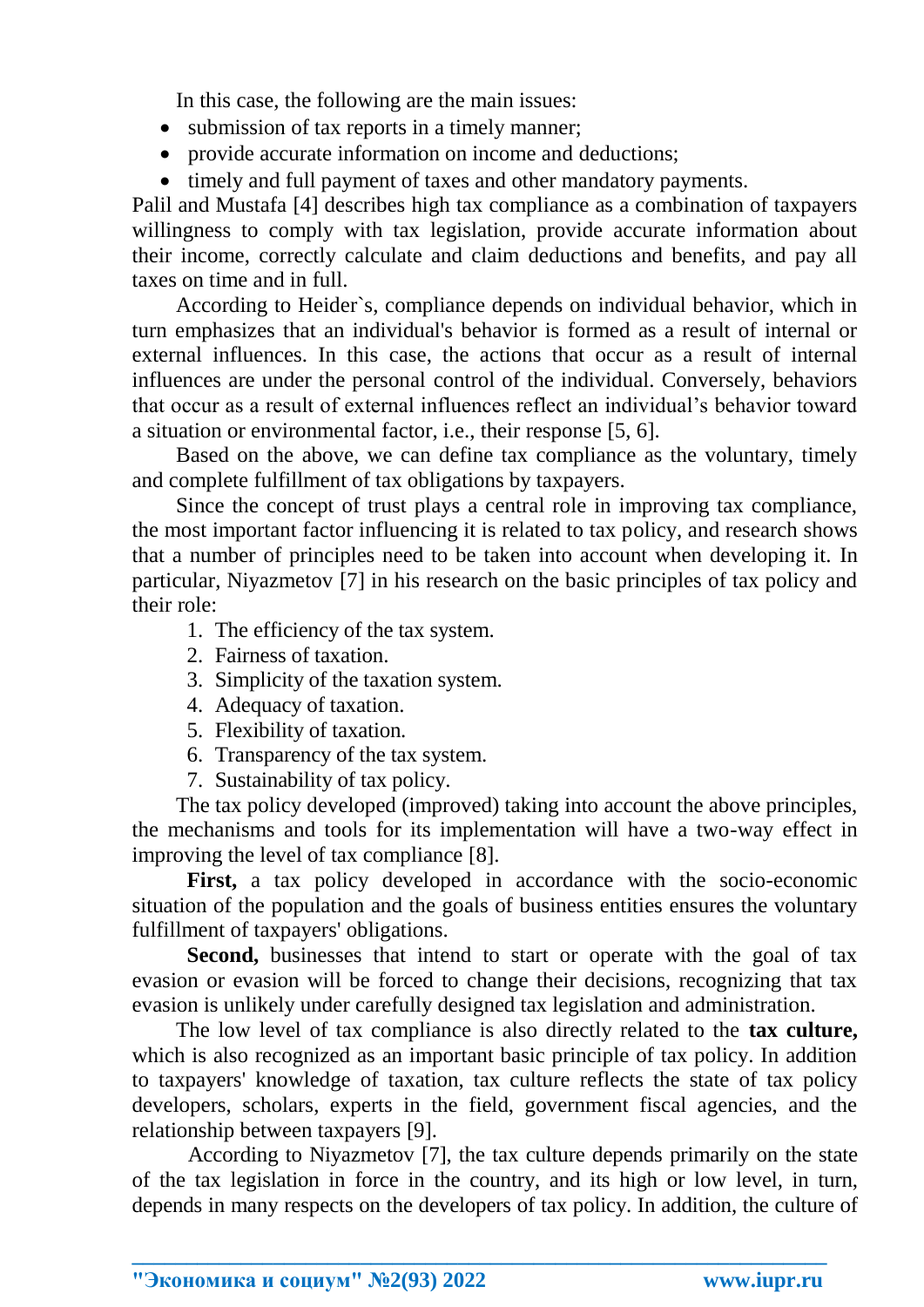In this case, the following are the main issues:

- submission of tax reports in a timely manner;
- provide accurate information on income and deductions;
- timely and full payment of taxes and other mandatory payments.

Palil and Mustafa [4] describes high tax compliance as a combination of taxpayers willingness to comply with tax legislation, provide accurate information about their income, correctly calculate and claim deductions and benefits, and pay all taxes on time and in full.

According to Heider`s, compliance depends on individual behavior, which in turn emphasizes that an individual's behavior is formed as a result of internal or external influences. In this case, the actions that occur as a result of internal influences are under the personal control of the individual. Conversely, behaviors that occur as a result of external influences reflect an individual's behavior toward a situation or environmental factor, i.e., their response [5, 6].

Based on the above, we can define tax compliance as the voluntary, timely and complete fulfillment of tax obligations by taxpayers.

Since the concept of trust plays a central role in improving tax compliance, the most important factor influencing it is related to tax policy, and research shows that a number of principles need to be taken into account when developing it. In particular, Niyazmetov [7] in his research on the basic principles of tax policy and their role:

1. The efficiency of the tax system.
2. Fairness of taxation.
3. Simplicity of the taxation system.
4. Adequacy of taxation.
5. Flexibility of taxation.
6. Transparency of the tax system.
7. Sustainability of tax policy.

The tax policy developed (improved) taking into account the above principles, the mechanisms and tools for its implementation will have a two-way effect in improving the level of tax compliance [8].

**First,** a tax policy developed in accordance with the socio-economic situation of the population and the goals of business entities ensures the voluntary fulfillment of taxpayers' obligations.

**Second,** businesses that intend to start or operate with the goal of tax evasion or evasion will be forced to change their decisions, recognizing that tax evasion is unlikely under carefully designed tax legislation and administration.

The low level of tax compliance is also directly related to the **tax culture,** which is also recognized as an important basic principle of tax policy. In addition to taxpayers' knowledge of taxation, tax culture reflects the state of tax policy developers, scholars, experts in the field, government fiscal agencies, and the relationship between taxpayers [9].

According to Niyazmetov [7], the tax culture depends primarily on the state of the tax legislation in force in the country, and its high or low level, in turn, depends in many respects on the developers of tax policy. In addition, the culture of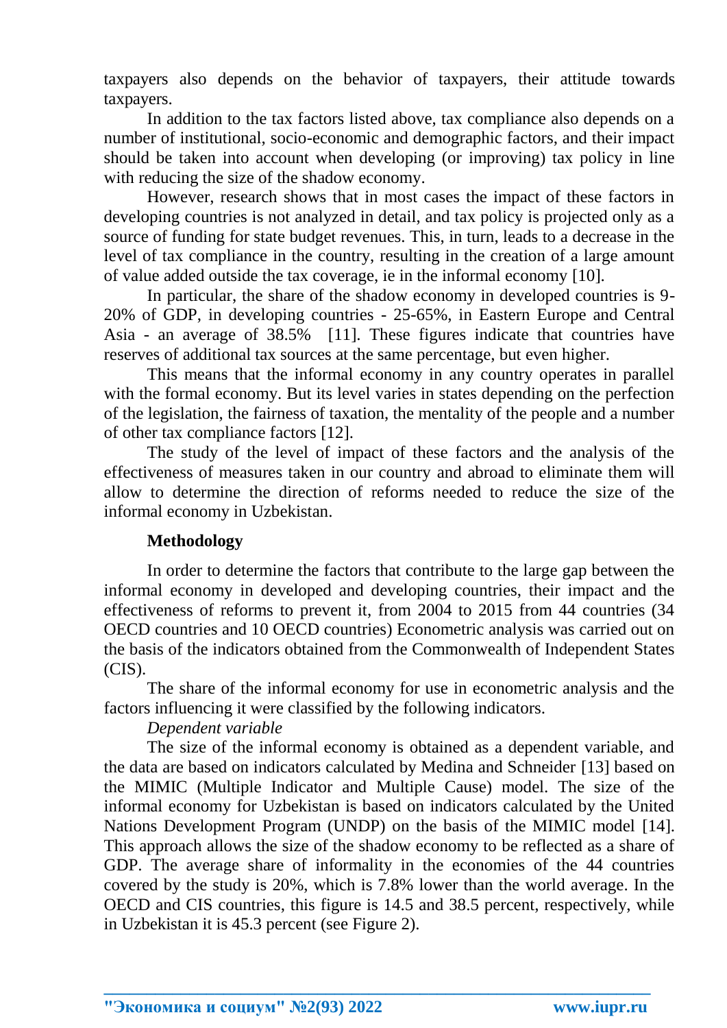taxpayers also depends on the behavior of taxpayers, their attitude towards taxpayers.

In addition to the tax factors listed above, tax compliance also depends on a number of institutional, socio-economic and demographic factors, and their impact should be taken into account when developing (or improving) tax policy in line with reducing the size of the shadow economy.

However, research shows that in most cases the impact of these factors in developing countries is not analyzed in detail, and tax policy is projected only as a source of funding for state budget revenues. This, in turn, leads to a decrease in the level of tax compliance in the country, resulting in the creation of a large amount of value added outside the tax coverage, ie in the informal economy [10].

In particular, the share of the shadow economy in developed countries is 9-20% of GDP, in developing countries - 25-65%, in Eastern Europe and Central Asia - an average of 38.5% [11]. These figures indicate that countries have reserves of additional tax sources at the same percentage, but even higher.

This means that the informal economy in any country operates in parallel with the formal economy. But its level varies in states depending on the perfection of the legislation, the fairness of taxation, the mentality of the people and a number of other tax compliance factors [12].

The study of the level of impact of these factors and the analysis of the effectiveness of measures taken in our country and abroad to eliminate them will allow to determine the direction of reforms needed to reduce the size of the informal economy in Uzbekistan.

**Methodology**

In order to determine the factors that contribute to the large gap between the informal economy in developed and developing countries, their impact and the effectiveness of reforms to prevent it, from 2004 to 2015 from 44 countries (34 OECD countries and 10 OECD countries) Econometric analysis was carried out on the basis of the indicators obtained from the Commonwealth of Independent States (CIS).

The share of the informal economy for use in econometric analysis and the factors influencing it were classified by the following indicators.

*Dependent variable*

The size of the informal economy is obtained as a dependent variable, and the data are based on indicators calculated by Medina and Schneider [13] based on the MIMIC (Multiple Indicator and Multiple Cause) model. The size of the informal economy for Uzbekistan is based on indicators calculated by the United Nations Development Program (UNDP) on the basis of the MIMIC model [14]. This approach allows the size of the shadow economy to be reflected as a share of GDP. The average share of informality in the economies of the 44 countries covered by the study is 20%, which is 7.8% lower than the world average. In the OECD and CIS countries, this figure is 14.5 and 38.5 percent, respectively, while in Uzbekistan it is 45.3 percent (see Figure 2).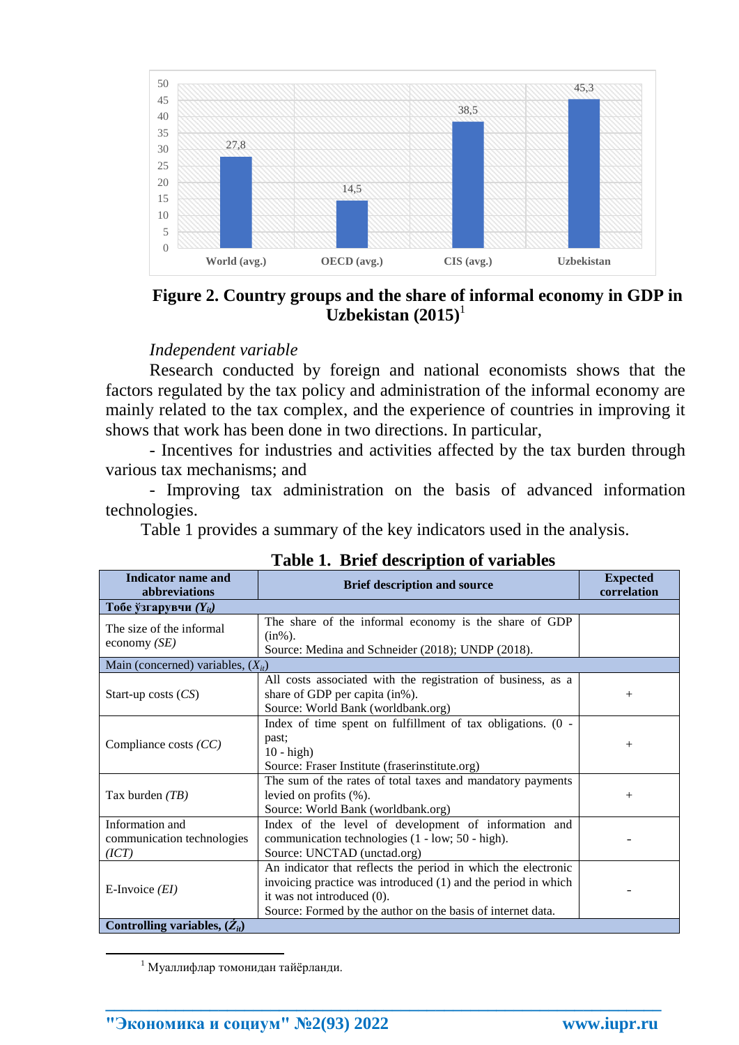**Figure 2. Country groups and the share of informal economy in GDP in Uzbekistan (2015)**[1]

*Independent variable*

Research conducted by foreign and national economists shows that the factors regulated by the tax policy and administration of the informal economy are mainly related to the tax complex, and the experience of countries in improving it shows that work has been done in two directions. In particular,

- Incentives for industries and activities affected by the tax burden through various tax mechanisms; and
- Improving tax administration on the basis of advanced information technologies.

Table 1 provides a summary of the key indicators used in the analysis.

**Table 1. Brief description of variables**

| Indicator name and abbreviations | Brief description and source | Expected correlation |
|---|---|---|
| **Тобе ўзгарувчи ($Y_{it}$)** | | |
| The size of the informal economy *(SE)* | The share of the informal economy is the share of GDP (in%). Source: Medina and Schneider (2018); UNDP (2018). | |
| Main (concerned) variables, ($X_{it}$) | | |
| Start-up costs (*CS*) | All costs associated with the registration of business, as a share of GDP per capita (in%). Source: World Bank (worldbank.org) | + |
| Compliance costs *(CC)* | Index of time spent on fulfillment of tax obligations. (0 - past; 10 - high) Source: Fraser Institute (fraserinstitute.org) | + |
| Tax burden *(TB)* | The sum of the rates of total taxes and mandatory payments levied on profits (%). Source: World Bank (worldbank.org) | + |
| Information and communication technologies *(ICT)* | Index of the level of development of information and communication technologies (1 - low; 50 - high). Source: UNCTAD (unctad.org) | - |
| E-Invoice *(EI)* | An indicator that reflects the period in which the electronic invoicing practice was introduced (1) and the period in which it was not introduced (0). Source: Formed by the author on the basis of internet data. | - |
| **Controlling variables, ($\dot{Z}_{it}$)** | | |

[1] Муаллифлар томонидан тайёрланди.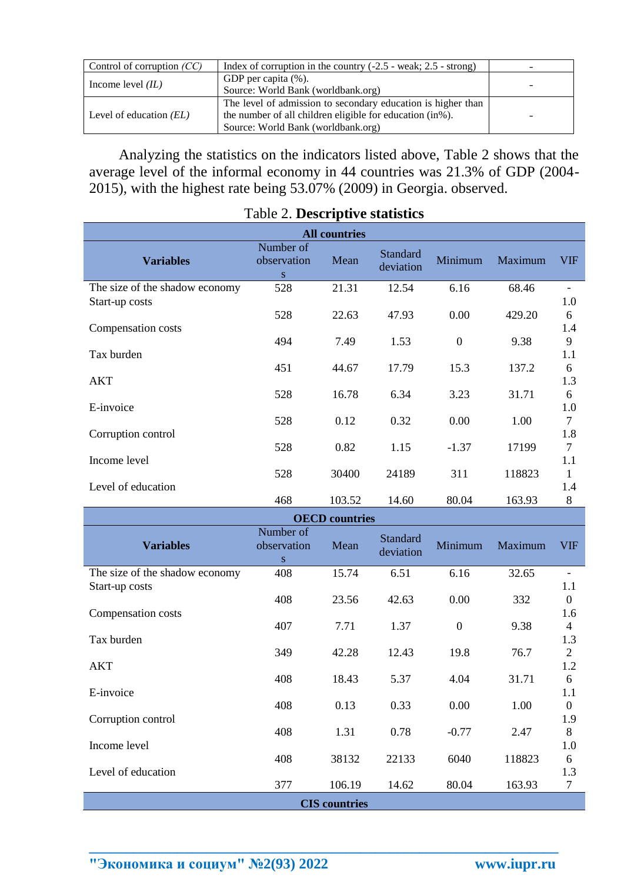| Control of corruption *(CC)* | Index of corruption in the country (-2.5 - weak; 2.5 - strong) | - |
|---|---|---|
| Income level *(IL)* | GDP per capita (%).<br>Source: World Bank (worldbank.org) | - |
| Level of education *(EL)* | The level of admission to secondary education is higher than the number of all children eligible for education (in%).<br>Source: World Bank (worldbank.org) | - |

Analyzing the statistics on the indicators listed above, Table 2 shows that the average level of the informal economy in 44 countries was 21.3% of GDP (2004-2015), with the highest rate being 53.07% (2009) in Georgia. observed.

Table 2. **Descriptive statistics**

| **All countries** | | | | | | |
|---|---|---|---|---|---|---|
| **Variables** | Number of observations | Mean | Standard deviation | Minimum | Maximum | VIF |
| The size of the shadow economy | 528 | 21.31 | 12.54 | 6.16 | 68.46 | - |
| Start-up costs | 528 | 22.63 | 47.93 | 0.00 | 429.20 | 1.06 |
| Compensation costs | 494 | 7.49 | 1.53 | 0 | 9.38 | 1.49 |
| Tax burden | 451 | 44.67 | 17.79 | 15.3 | 137.2 | 1.16 |
| AKT | 528 | 16.78 | 6.34 | 3.23 | 31.71 | 1.36 |
| E-invoice | 528 | 0.12 | 0.32 | 0.00 | 1.00 | 1.07 |
| Corruption control | 528 | 0.82 | 1.15 | -1.37 | 17199 | 1.87 |
| Income level | 528 | 30400 | 24189 | 311 | 118823 | 1.11 |
| Level of education | 468 | 103.52 | 14.60 | 80.04 | 163.93 | 1.48 |
| **OECD countries** | | | | | | |
| **Variables** | Number of observations | Mean | Standard deviation | Minimum | Maximum | VIF |
| The size of the shadow economy | 408 | 15.74 | 6.51 | 6.16 | 32.65 | - |
| Start-up costs | 408 | 23.56 | 42.63 | 0.00 | 332 | 1.10 |
| Compensation costs | 407 | 7.71 | 1.37 | 0 | 9.38 | 1.64 |
| Tax burden | 349 | 42.28 | 12.43 | 19.8 | 76.7 | 1.32 |
| AKT | 408 | 18.43 | 5.37 | 4.04 | 31.71 | 1.26 |
| E-invoice | 408 | 0.13 | 0.33 | 0.00 | 1.00 | 1.10 |
| Corruption control | 408 | 1.31 | 0.78 | -0.77 | 2.47 | 1.98 |
| Income level | 408 | 38132 | 22133 | 6040 | 118823 | 1.06 |
| Level of education | 377 | 106.19 | 14.62 | 80.04 | 163.93 | 1.37 |
| **CIS countries** | | | | | | |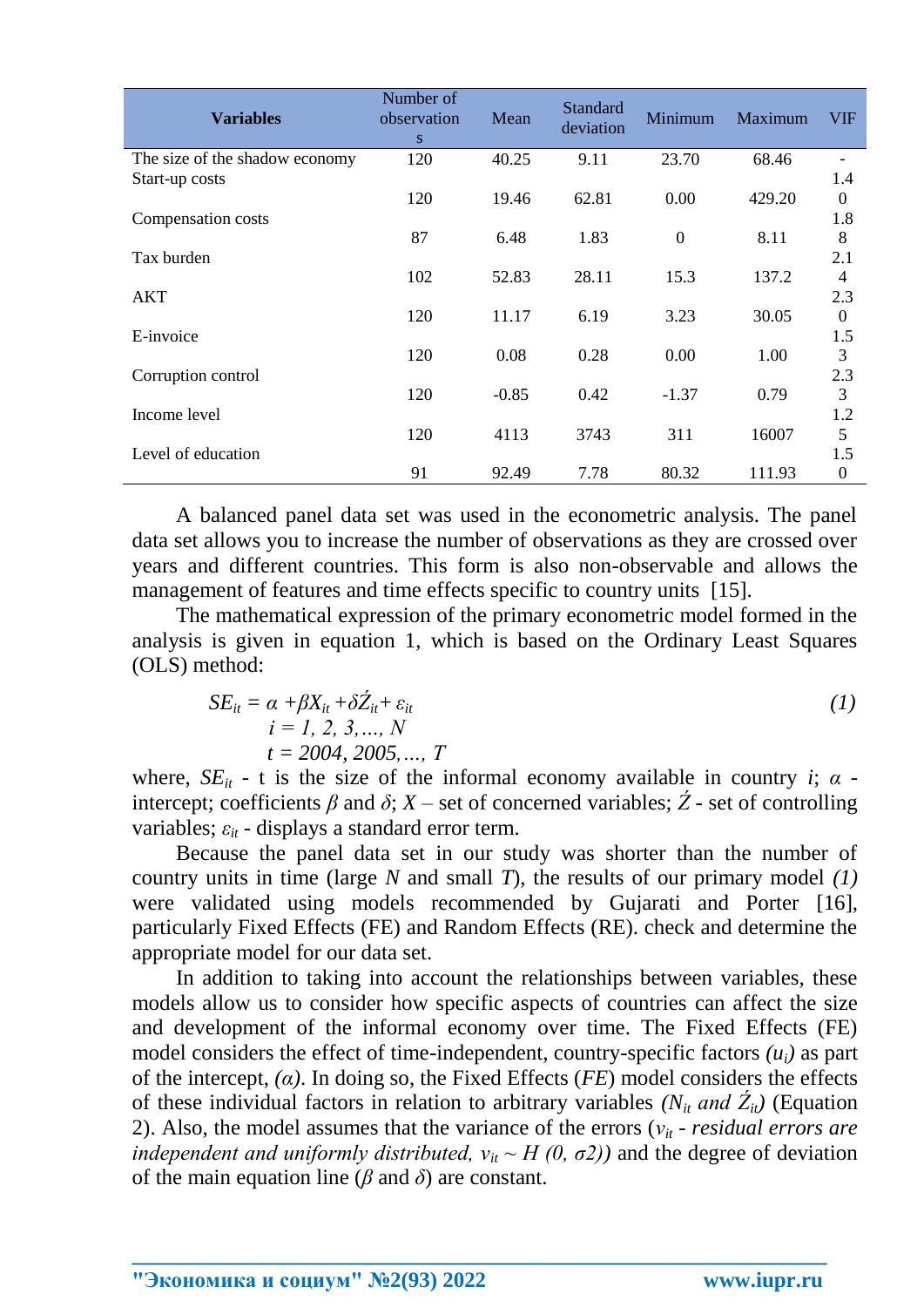| Variables | Number of observations | Mean | Standard deviation | Minimum | Maximum | VIF |
|---|---|---|---|---|---|---|
| The size of the shadow economy | 120 | 40.25 | 9.11 | 23.70 | 68.46 | - |
| Start-up costs | 120 | 19.46 | 62.81 | 0.00 | 429.20 | 1.40 |
| Compensation costs | 87 | 6.48 | 1.83 | 0 | 8.11 | 1.88 |
| Tax burden | 102 | 52.83 | 28.11 | 15.3 | 137.2 | 2.14 |
| AKT | 120 | 11.17 | 6.19 | 3.23 | 30.05 | 2.30 |
| E-invoice | 120 | 0.08 | 0.28 | 0.00 | 1.00 | 1.53 |
| Corruption control | 120 | -0.85 | 0.42 | -1.37 | 0.79 | 2.33 |
| Income level | 120 | 4113 | 3743 | 311 | 16007 | 1.25 |
| Level of education | 91 | 92.49 | 7.78 | 80.32 | 111.93 | 1.50 |

A balanced panel data set was used in the econometric analysis. The panel data set allows you to increase the number of observations as they are crossed over years and different countries. This form is also non-observable and allows the management of features and time effects specific to country units [15].

The mathematical expression of the primary econometric model formed in the analysis is given in equation 1, which is based on the Ordinary Least Squares (OLS) method:

$$SE_{it} = \alpha + \beta X_{it} + \delta \acute{Z}_{it} + \varepsilon_{it} \quad (1)$$
$$i = 1, 2, 3, \dots, N$$
$$t = 2004, 2005, \dots, T$$

where, $SE_{it}$ - t is the size of the informal economy available in country $i$; $\alpha$ - intercept; coefficients $\beta$ and $\delta$; $X$ – set of concerned variables; $\acute{Z}$ - set of controlling variables; $\varepsilon_{it}$ - displays a standard error term.

Because the panel data set in our study was shorter than the number of country units in time (large $N$ and small $T$), the results of our primary model *(1)* were validated using models recommended by Gujarati and Porter [16], particularly Fixed Effects (FE) and Random Effects (RE). check and determine the appropriate model for our data set.

In addition to taking into account the relationships between variables, these models allow us to consider how specific aspects of countries can affect the size and development of the informal economy over time. The Fixed Effects (FE) model considers the effect of time-independent, country-specific factors $(u_i)$ as part of the intercept, $(\alpha)$. In doing so, the Fixed Effects (*FE*) model considers the effects of these individual factors in relation to arbitrary variables $(N_{it}$ *and* $\acute{Z}_{it})$ (Equation 2). Also, the model assumes that the variance of the errors ($v_{it}$ - *residual errors are independent and uniformly distributed,* $v_{it} \sim H(0, \sigma 2)$) and the degree of deviation of the main equation line ($\beta$ and $\delta$) are constant.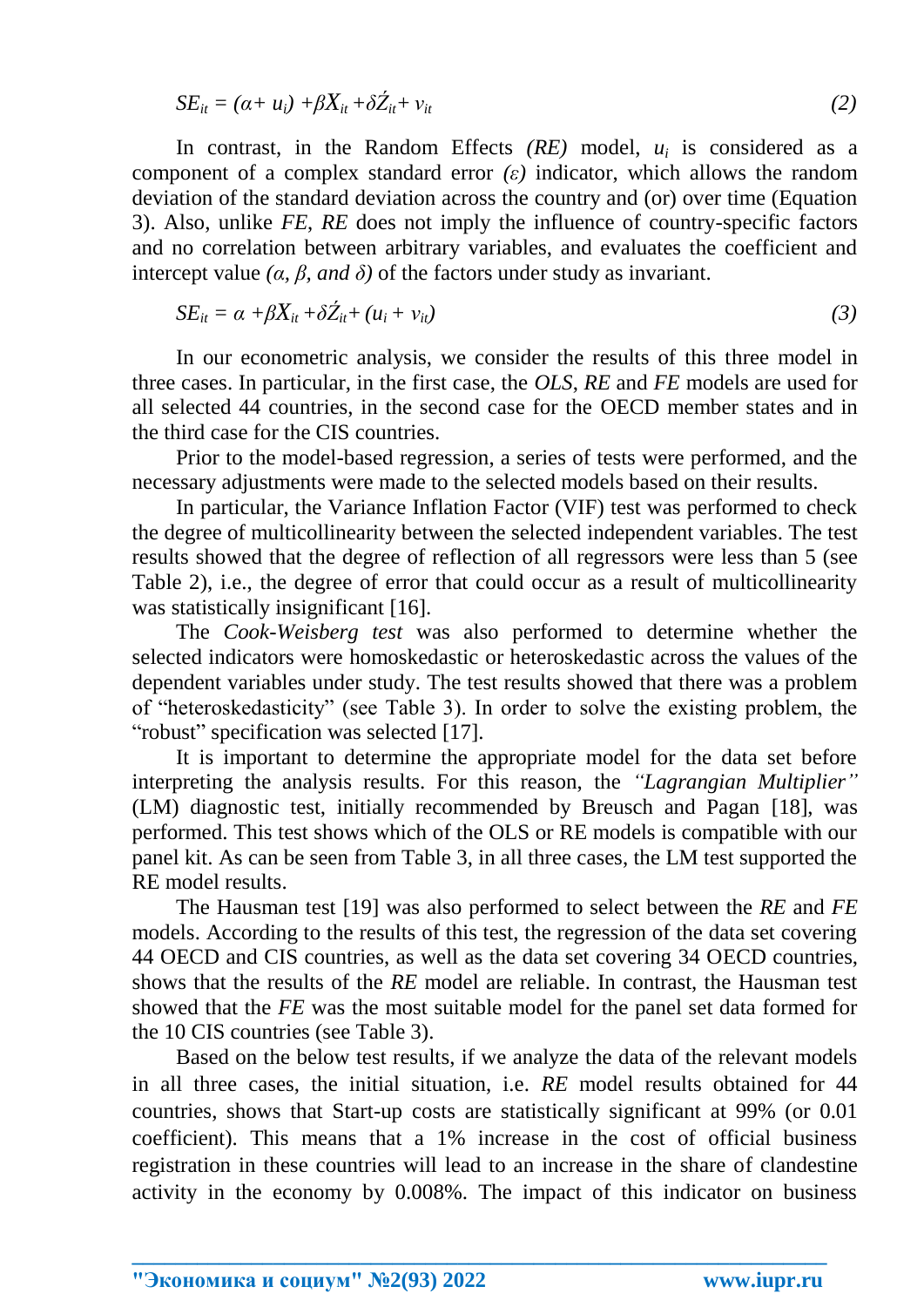$$SE_{it} = (\alpha + u_i) + \beta X_{it} + \delta \acute{Z}_{it} + v_{it} \quad (2)$$

In contrast, in the Random Effects *(RE)* model, $u_i$ is considered as a component of a complex standard error *(ε)* indicator, which allows the random deviation of the standard deviation across the country and (or) over time (Equation 3). Also, unlike *FE*, *RE* does not imply the influence of country-specific factors and no correlation between arbitrary variables, and evaluates the coefficient and intercept value *(α, β, and δ)* of the factors under study as invariant.

$$SE_{it} = \alpha + \beta X_{it} + \delta \acute{Z}_{it} + (u_i + v_{it}) \quad (3)$$

In our econometric analysis, we consider the results of this three model in three cases. In particular, in the first case, the *OLS*, *RE* and *FE* models are used for all selected 44 countries, in the second case for the OECD member states and in the third case for the CIS countries.

Prior to the model-based regression, a series of tests were performed, and the necessary adjustments were made to the selected models based on their results.

In particular, the Variance Inflation Factor (VIF) test was performed to check the degree of multicollinearity between the selected independent variables. The test results showed that the degree of reflection of all regressors were less than 5 (see Table 2), i.e., the degree of error that could occur as a result of multicollinearity was statistically insignificant [16].

The *Cook-Weisberg test* was also performed to determine whether the selected indicators were homoskedastic or heteroskedastic across the values of the dependent variables under study. The test results showed that there was a problem of "heteroskedasticity" (see Table 3). In order to solve the existing problem, the "robust" specification was selected [17].

It is important to determine the appropriate model for the data set before interpreting the analysis results. For this reason, the *"Lagrangian Multiplier"* (LM) diagnostic test, initially recommended by Breusch and Pagan [18], was performed. This test shows which of the OLS or RE models is compatible with our panel kit. As can be seen from Table 3, in all three cases, the LM test supported the RE model results.

The Hausman test [19] was also performed to select between the *RE* and *FE* models. According to the results of this test, the regression of the data set covering 44 OECD and CIS countries, as well as the data set covering 34 OECD countries, shows that the results of the *RE* model are reliable. In contrast, the Hausman test showed that the *FE* was the most suitable model for the panel set data formed for the 10 CIS countries (see Table 3).

Based on the below test results, if we analyze the data of the relevant models in all three cases, the initial situation, i.e. *RE* model results obtained for 44 countries, shows that Start-up costs are statistically significant at 99% (or 0.01 coefficient). This means that a 1% increase in the cost of official business registration in these countries will lead to an increase in the share of clandestine activity in the economy by 0.008%. The impact of this indicator on business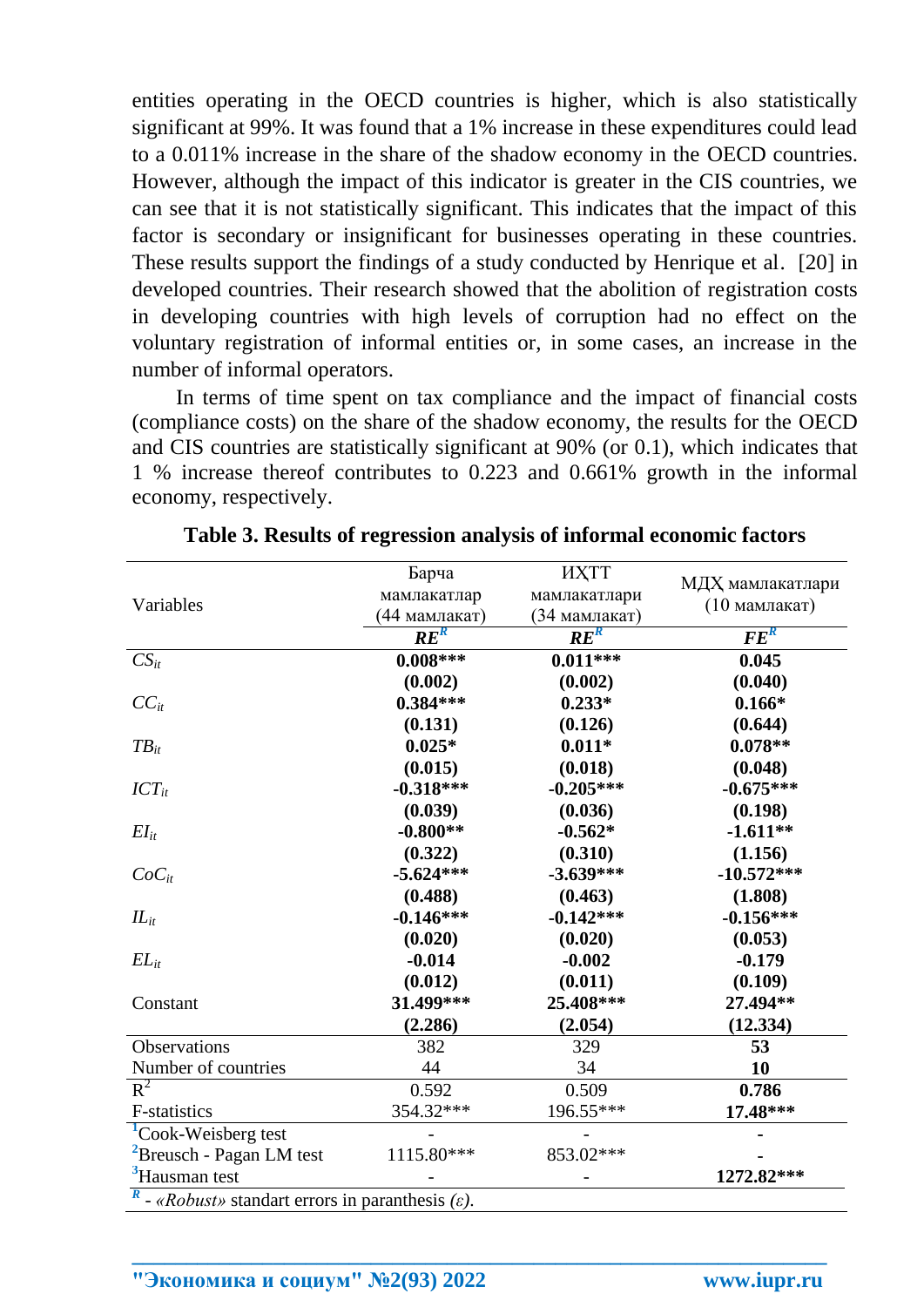entities operating in the OECD countries is higher, which is also statistically significant at 99%. It was found that a 1% increase in these expenditures could lead to a 0.011% increase in the share of the shadow economy in the OECD countries. However, although the impact of this indicator is greater in the CIS countries, we can see that it is not statistically significant. This indicates that the impact of this factor is secondary or insignificant for businesses operating in these countries. These results support the findings of a study conducted by Henrique et al. [20] in developed countries. Their research showed that the abolition of registration costs in developing countries with high levels of corruption had no effect on the voluntary registration of informal entities or, in some cases, an increase in the number of informal operators.

In terms of time spent on tax compliance and the impact of financial costs (compliance costs) on the share of the shadow economy, the results for the OECD and CIS countries are statistically significant at 90% (or 0.1), which indicates that 1 % increase thereof contributes to 0.223 and 0.661% growth in the informal economy, respectively.

**Table 3. Results of regression analysis of informal economic factors**

| Variables | Барча мамлакатлар (44 мамлакат) | ИҲТТ мамлакатлари (34 мамлакат) | МДҲ мамлакатлари (10 мамлакат) |
|---|---|---|---|
| | ***RE***[R] | ***RE***[R] | ***FE***[R] |
| $CS_{it}$ | **0.008***\*\*\* | **0.011***\*\*\* | **0.045** |
| | **(0.002)** | **(0.002)** | **(0.040)** |
| $CC_{it}$ | **0.384***\*\*\* | **0.233*** | **0.166*** |
| | **(0.131)** | **(0.126)** | **(0.644)** |
| $TB_{it}$ | **0.025*** | **0.011*** | **0.078**** |
| | **(0.015)** | **(0.018)** | **(0.048)** |
| $ICT_{it}$ | **-0.318***\*\*\* | **-0.205***\*\*\* | **-0.675***\*\*\* |
| | **(0.039)** | **(0.036)** | **(0.198)** |
| $EI_{it}$ | **-0.800**** | **-0.562*** | **-1.611**** |
| | **(0.322)** | **(0.310)** | **(1.156)** |
| $CoC_{it}$ | **-5.624***\*\*\* | **-3.639***\*\*\* | **-10.572***\*\*\* |
| | **(0.488)** | **(0.463)** | **(1.808)** |
| $IL_{it}$ | **-0.146***\*\*\* | **-0.142***\*\*\* | **-0.156***\*\*\* |
| | **(0.020)** | **(0.020)** | **(0.053)** |
| $EL_{it}$ | **-0.014** | **-0.002** | **-0.179** |
| | **(0.012)** | **(0.011)** | **(0.109)** |
| Constant | **31.499***\*\*\* | **25.408***\*\*\* | **27.494**** |
| | **(2.286)** | **(2.054)** | **(12.334)** |
| Observations | 382 | 329 | **53** |
| Number of countries | 44 | 34 | **10** |
| $R^2$ | 0.592 | 0.509 | **0.786** |
| F-statistics | 354.32*** | 196.55*** | **17.48***\*\*\* |
| [1]Cook-Weisberg test | - | - | **-** |
| [2]Breusch - Pagan LM test | 1115.80*** | 853.02*** | **-** |
| [3]Hausman test | - | - | **1272.82***\*\*\* |

*R* - *«Robust»* standart errors in paranthesis (*ε*).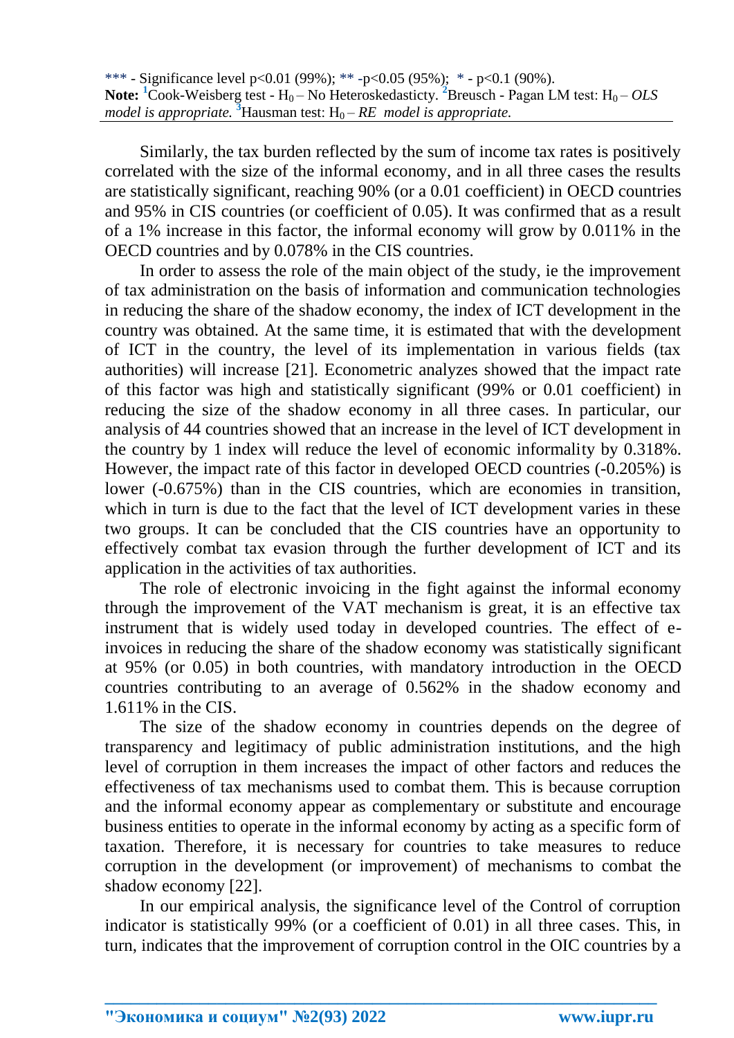*** - Significance level $p<0.01$ (99%); ** - $p<0.05$ (95%); * - $p<0.1$ (90%).
**Note:** [1]Cook-Weisberg test - $H_0$ – No Heteroskedasticty. [2]Breusch - Pagan LM test: $H_0$ – *OLS model is appropriate.* [3]Hausman test: $H_0$ – *RE model is appropriate.*

Similarly, the tax burden reflected by the sum of income tax rates is positively correlated with the size of the informal economy, and in all three cases the results are statistically significant, reaching 90% (or a 0.01 coefficient) in OECD countries and 95% in CIS countries (or coefficient of 0.05). It was confirmed that as a result of a 1% increase in this factor, the informal economy will grow by 0.011% in the OECD countries and by 0.078% in the CIS countries.

In order to assess the role of the main object of the study, ie the improvement of tax administration on the basis of information and communication technologies in reducing the share of the shadow economy, the index of ICT development in the country was obtained. At the same time, it is estimated that with the development of ICT in the country, the level of its implementation in various fields (tax authorities) will increase [21]. Econometric analyzes showed that the impact rate of this factor was high and statistically significant (99% or 0.01 coefficient) in reducing the size of the shadow economy in all three cases. In particular, our analysis of 44 countries showed that an increase in the level of ICT development in the country by 1 index will reduce the level of economic informality by 0.318%. However, the impact rate of this factor in developed OECD countries (-0.205%) is lower (-0.675%) than in the CIS countries, which are economies in transition, which in turn is due to the fact that the level of ICT development varies in these two groups. It can be concluded that the CIS countries have an opportunity to effectively combat tax evasion through the further development of ICT and its application in the activities of tax authorities.

The role of electronic invoicing in the fight against the informal economy through the improvement of the VAT mechanism is great, it is an effective tax instrument that is widely used today in developed countries. The effect of e-invoices in reducing the share of the shadow economy was statistically significant at 95% (or 0.05) in both countries, with mandatory introduction in the OECD countries contributing to an average of 0.562% in the shadow economy and 1.611% in the CIS.

The size of the shadow economy in countries depends on the degree of transparency and legitimacy of public administration institutions, and the high level of corruption in them increases the impact of other factors and reduces the effectiveness of tax mechanisms used to combat them. This is because corruption and the informal economy appear as complementary or substitute and encourage business entities to operate in the informal economy by acting as a specific form of taxation. Therefore, it is necessary for countries to take measures to reduce corruption in the development (or improvement) of mechanisms to combat the shadow economy [22].

In our empirical analysis, the significance level of the Control of corruption indicator is statistically 99% (or a coefficient of 0.01) in all three cases. This, in turn, indicates that the improvement of corruption control in the OIC countries by a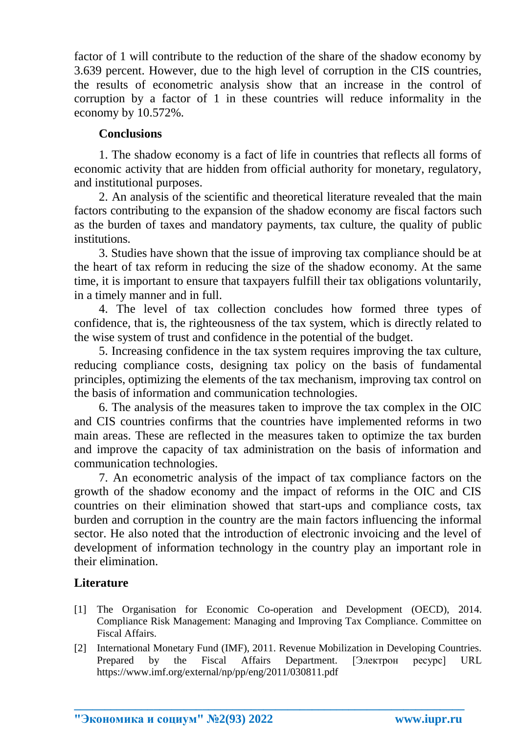factor of 1 will contribute to the reduction of the share of the shadow economy by 3.639 percent. However, due to the high level of corruption in the CIS countries, the results of econometric analysis show that an increase in the control of corruption by a factor of 1 in these countries will reduce informality in the economy by 10.572%.

## Conclusions

1. The shadow economy is a fact of life in countries that reflects all forms of economic activity that are hidden from official authority for monetary, regulatory, and institutional purposes.

2. An analysis of the scientific and theoretical literature revealed that the main factors contributing to the expansion of the shadow economy are fiscal factors such as the burden of taxes and mandatory payments, tax culture, the quality of public institutions.

3. Studies have shown that the issue of improving tax compliance should be at the heart of tax reform in reducing the size of the shadow economy. At the same time, it is important to ensure that taxpayers fulfill their tax obligations voluntarily, in a timely manner and in full.

4. The level of tax collection concludes how formed three types of confidence, that is, the righteousness of the tax system, which is directly related to the wise system of trust and confidence in the potential of the budget.

5. Increasing confidence in the tax system requires improving the tax culture, reducing compliance costs, designing tax policy on the basis of fundamental principles, optimizing the elements of the tax mechanism, improving tax control on the basis of information and communication technologies.

6. The analysis of the measures taken to improve the tax complex in the OIC and CIS countries confirms that the countries have implemented reforms in two main areas. These are reflected in the measures taken to optimize the tax burden and improve the capacity of tax administration on the basis of information and communication technologies.

7. An econometric analysis of the impact of tax compliance factors on the growth of the shadow economy and the impact of reforms in the OIC and CIS countries on their elimination showed that start-ups and compliance costs, tax burden and corruption in the country are the main factors influencing the informal sector. He also noted that the introduction of electronic invoicing and the level of development of information technology in the country play an important role in their elimination.

## Literature

[1] The Organisation for Economic Co-operation and Development (OECD), 2014. Compliance Risk Management: Managing and Improving Tax Compliance. Committee on Fiscal Affairs.

[2] International Monetary Fund (IMF), 2011. Revenue Mobilization in Developing Countries. Prepared by the Fiscal Affairs Department. [Электрон ресурс] URL https://www.imf.org/external/np/pp/eng/2011/030811.pdf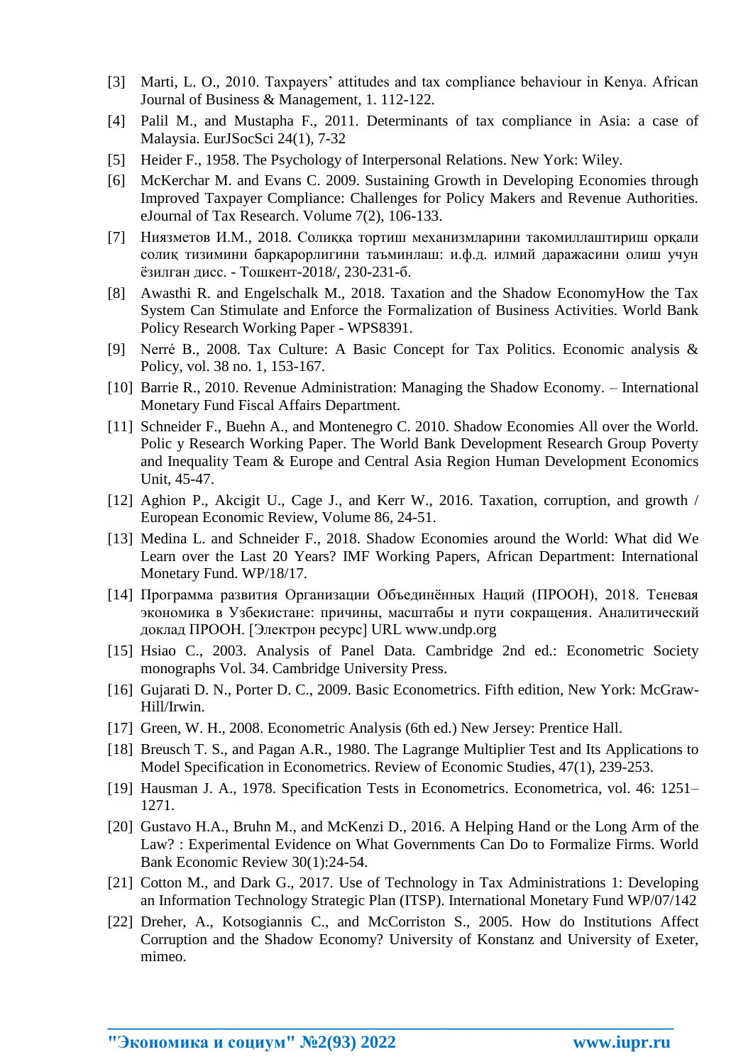[3] Marti, L. O., 2010. Taxpayers' attitudes and tax compliance behaviour in Kenya. African Journal of Business & Management, 1. 112-122.

[4] Palil M., and Mustapha F., 2011. Determinants of tax compliance in Asia: a case of Malaysia. EurJSocSci 24(1), 7-32

[5] Heider F., 1958. The Psychology of Interpersonal Relations. New York: Wiley.

[6] McKerchar M. and Evans C. 2009. Sustaining Growth in Developing Economies through Improved Taxpayer Compliance: Challenges for Policy Makers and Revenue Authorities. eJournal of Tax Research. Volume 7(2), 106-133.

[7] Ниязметов И.М., 2018. Солиққа тортиш механизмларини такомиллаштириш орқали солиқ тизимини барқарорлигини таъминлаш: и.ф.д. илмий даражасини олиш учун ёзилган дисс. - Тошкент-2018/, 230-231-б.

[8] Awasthi R. and Engelschalk M., 2018. Taxation and the Shadow EconomyHow the Tax System Can Stimulate and Enforce the Formalization of Business Activities. World Bank Policy Research Working Paper - WPS8391.

[9] Nerré B., 2008. Tax Culture: A Basic Concept for Tax Politics. Economic analysis & Policy, vol. 38 no. 1, 153-167.

[10] Barrie R., 2010. Revenue Administration: Managing the Shadow Economy. – International Monetary Fund Fiscal Affairs Department.

[11] Schneider F., Buehn A., and Montenegro C. 2010. Shadow Economies All over the World. Polic y Research Working Paper. The World Bank Development Research Group Poverty and Inequality Team & Europe and Central Asia Region Human Development Economics Unit, 45-47.

[12] Aghion P., Akcigit U., Cage J., and Kerr W., 2016. Taxation, corruption, and growth / European Economic Review, Volume 86, 24-51.

[13] Medina L. and Schneider F., 2018. Shadow Economies around the World: What did We Learn over the Last 20 Years? IMF Working Papers, African Department: International Monetary Fund. WP/18/17.

[14] Программа развития Организации Объединённых Наций (ПРООН), 2018. Теневая экономика в Узбекистане: причины, масштабы и пути сокращения. Аналитический доклад ПРООН. [Электрон ресурс] URL www.undp.org

[15] Hsiao C., 2003. Analysis of Panel Data. Cambridge 2nd ed.: Econometric Society monographs Vol. 34. Cambridge University Press.

[16] Gujarati D. N., Porter D. C., 2009. Basic Econometrics. Fifth edition, New York: McGraw-Hill/Irwin.

[17] Green, W. H., 2008. Econometric Analysis (6th ed.) New Jersey: Prentice Hall.

[18] Breusch T. S., and Pagan A.R., 1980. The Lagrange Multiplier Test and Its Applications to Model Specification in Econometrics. Review of Economic Studies, 47(1), 239-253.

[19] Hausman J. A., 1978. Specification Tests in Econometrics. Econometrica, vol. 46: 1251–1271.

[20] Gustavo H.A., Bruhn M., and McKenzi D., 2016. A Helping Hand or the Long Arm of the Law? : Experimental Evidence on What Governments Can Do to Formalize Firms. World Bank Economic Review 30(1):24-54.

[21] Cotton M., and Dark G., 2017. Use of Technology in Tax Administrations 1: Developing an Information Technology Strategic Plan (ITSP). International Monetary Fund WP/07/142

[22] Dreher, A., Kotsogiannis C., and McCorriston S., 2005. How do Institutions Affect Corruption and the Shadow Economy? University of Konstanz and University of Exeter, mimeo.